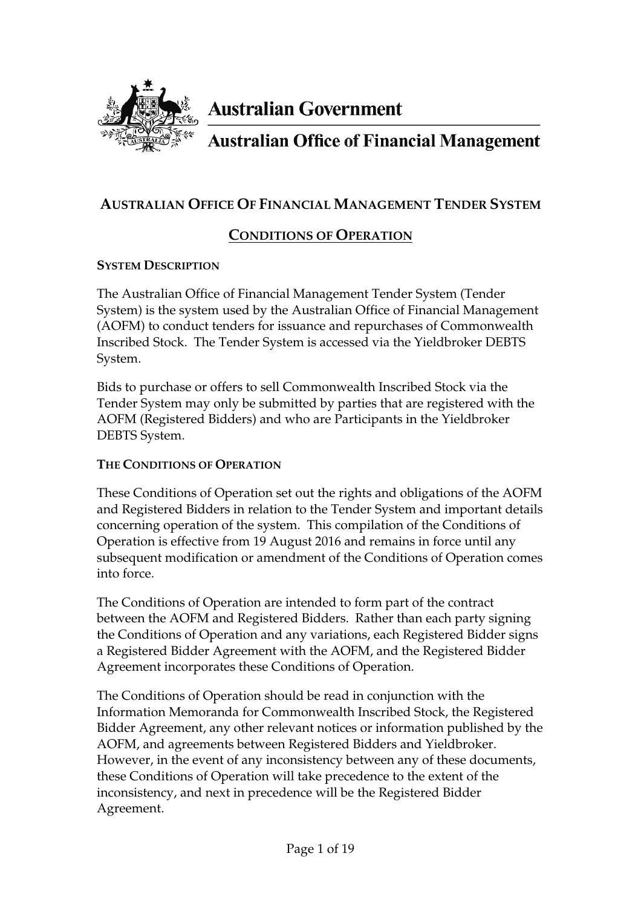Australian Government

Australian Office of Financial Management

# AUSTRALIAN OFFICE OF FINANCIAL MANAGEMENT TENDER SYSTEM

## CONDITIONS OF OPERATION

### SYSTEM DESCRIPTION

The Australian Office of Financial Management Tender System (Tender System) is the system used by the Australian Office of Financial Management (AOFM) to conduct tenders for issuance and repurchases of Commonwealth Inscribed Stock. The Tender System is accessed via the Yieldbroker DEBTS System.

Bids to purchase or offers to sell Commonwealth Inscribed Stock via the Tender System may only be submitted by parties that are registered with the AOFM (Registered Bidders) and who are Participants in the Yieldbroker DEBTS System.

### THE CONDITIONS OF OPERATION

These Conditions of Operation set out the rights and obligations of the AOFM and Registered Bidders in relation to the Tender System and important details concerning operation of the system. This compilation of the Conditions of Operation is effective from 19 August 2016 and remains in force until any subsequent modification or amendment of the Conditions of Operation comes into force.

The Conditions of Operation are intended to form part of the contract between the AOFM and Registered Bidders. Rather than each party signing the Conditions of Operation and any variations, each Registered Bidder signs a Registered Bidder Agreement with the AOFM, and the Registered Bidder Agreement incorporates these Conditions of Operation.

The Conditions of Operation should be read in conjunction with the Information Memoranda for Commonwealth Inscribed Stock, the Registered Bidder Agreement, any other relevant notices or information published by the AOFM, and agreements between Registered Bidders and Yieldbroker. However, in the event of any inconsistency between any of these documents, these Conditions of Operation will take precedence to the extent of the inconsistency, and next in precedence will be the Registered Bidder Agreement.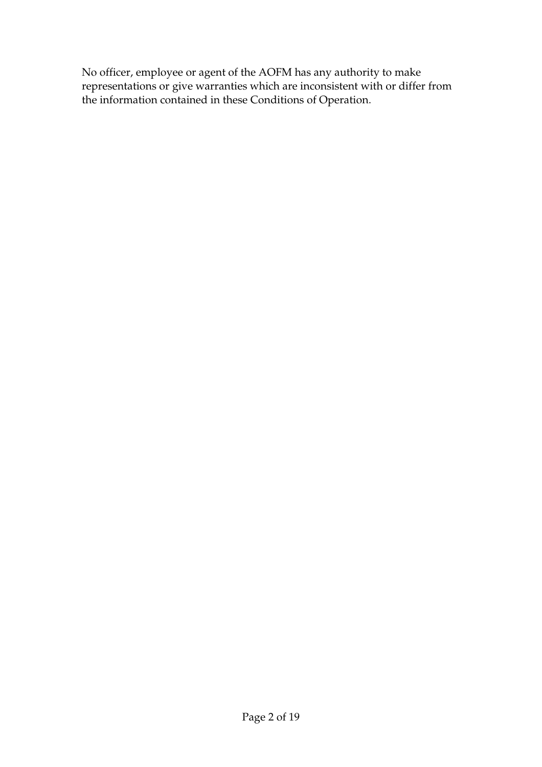No officer, employee or agent of the AOFM has any authority to make representations or give warranties which are inconsistent with or differ from the information contained in these Conditions of Operation.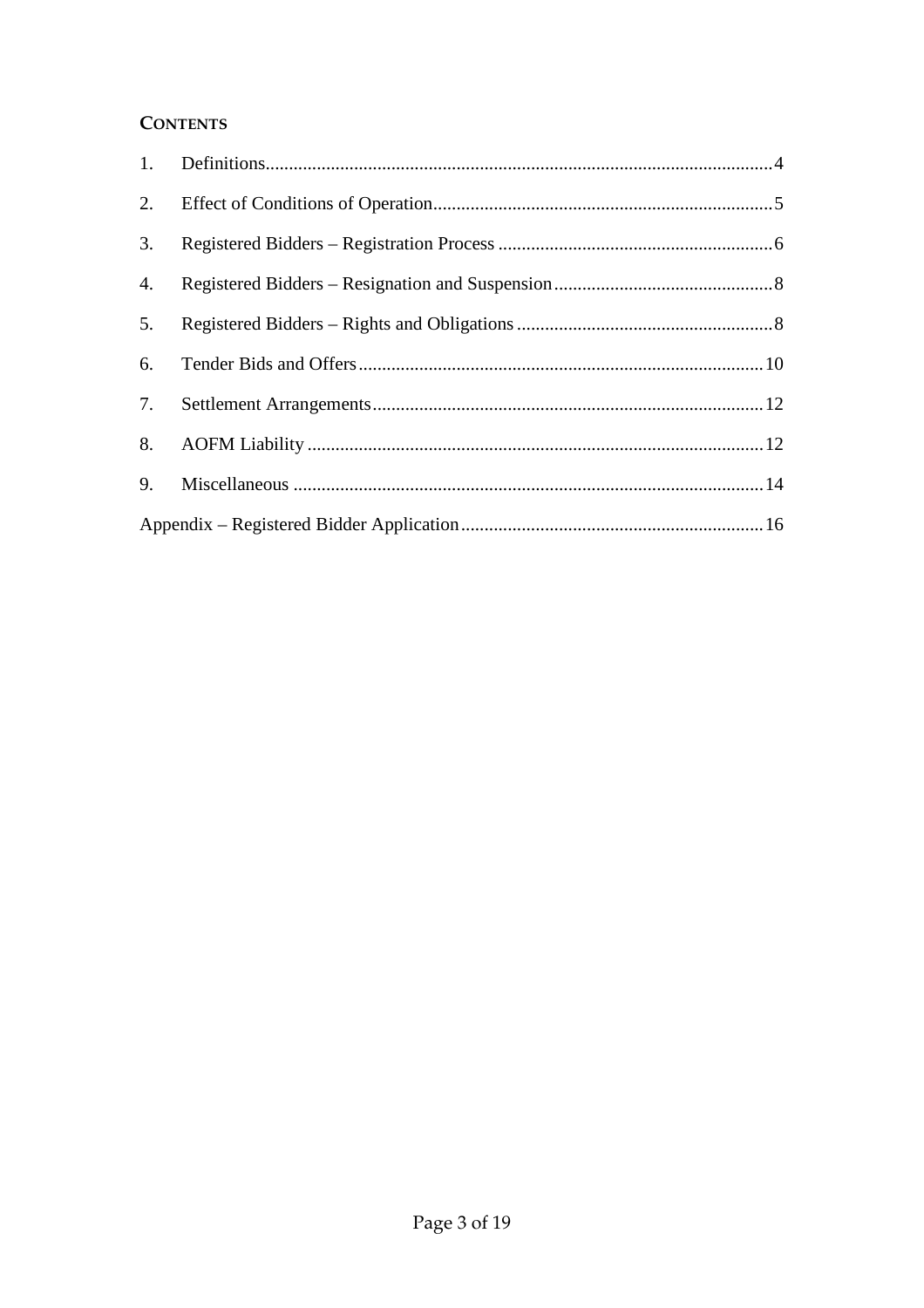## CONTENTS

1. Definitions....................................................................................................4
2. Effect of Conditions of Operation.................................................................5
3. Registered Bidders – Registration Process ...................................................6
4. Registered Bidders – Resignation and Suspension.......................................8
5. Registered Bidders – Rights and Obligations ...............................................8
6. Tender Bids and Offers...............................................................................10
7. Settlement Arrangements...........................................................................12
8. AOFM Liability ..........................................................................................12
9. Miscellaneous .............................................................................................14

Appendix – Registered Bidder Application........................................................16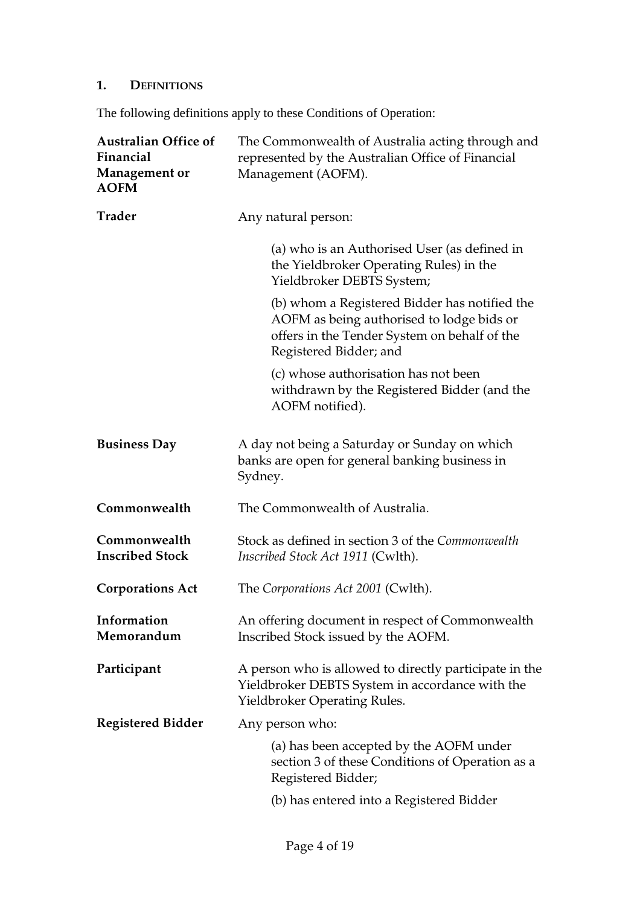## 1. DEFINITIONS

The following definitions apply to these Conditions of Operation:

**Australian Office of Financial Management or AOFM**

The Commonwealth of Australia acting through and represented by the Australian Office of Financial Management (AOFM).

**Trader**

Any natural person:

(a) who is an Authorised User (as defined in the Yieldbroker Operating Rules) in the Yieldbroker DEBTS System;

(b) whom a Registered Bidder has notified the AOFM as being authorised to lodge bids or offers in the Tender System on behalf of the Registered Bidder; and

(c) whose authorisation has not been withdrawn by the Registered Bidder (and the AOFM notified).

**Business Day**

A day not being a Saturday or Sunday on which banks are open for general banking business in Sydney.

**Commonwealth**

The Commonwealth of Australia.

**Commonwealth Inscribed Stock**

Stock as defined in section 3 of the *Commonwealth Inscribed Stock Act 1911* (Cwlth).

**Corporations Act**

The *Corporations Act 2001* (Cwlth).

**Information Memorandum**

An offering document in respect of Commonwealth Inscribed Stock issued by the AOFM.

**Participant**

A person who is allowed to directly participate in the Yieldbroker DEBTS System in accordance with the Yieldbroker Operating Rules.

**Registered Bidder**

Any person who:

(a) has been accepted by the AOFM under section 3 of these Conditions of Operation as a Registered Bidder;

(b) has entered into a Registered Bidder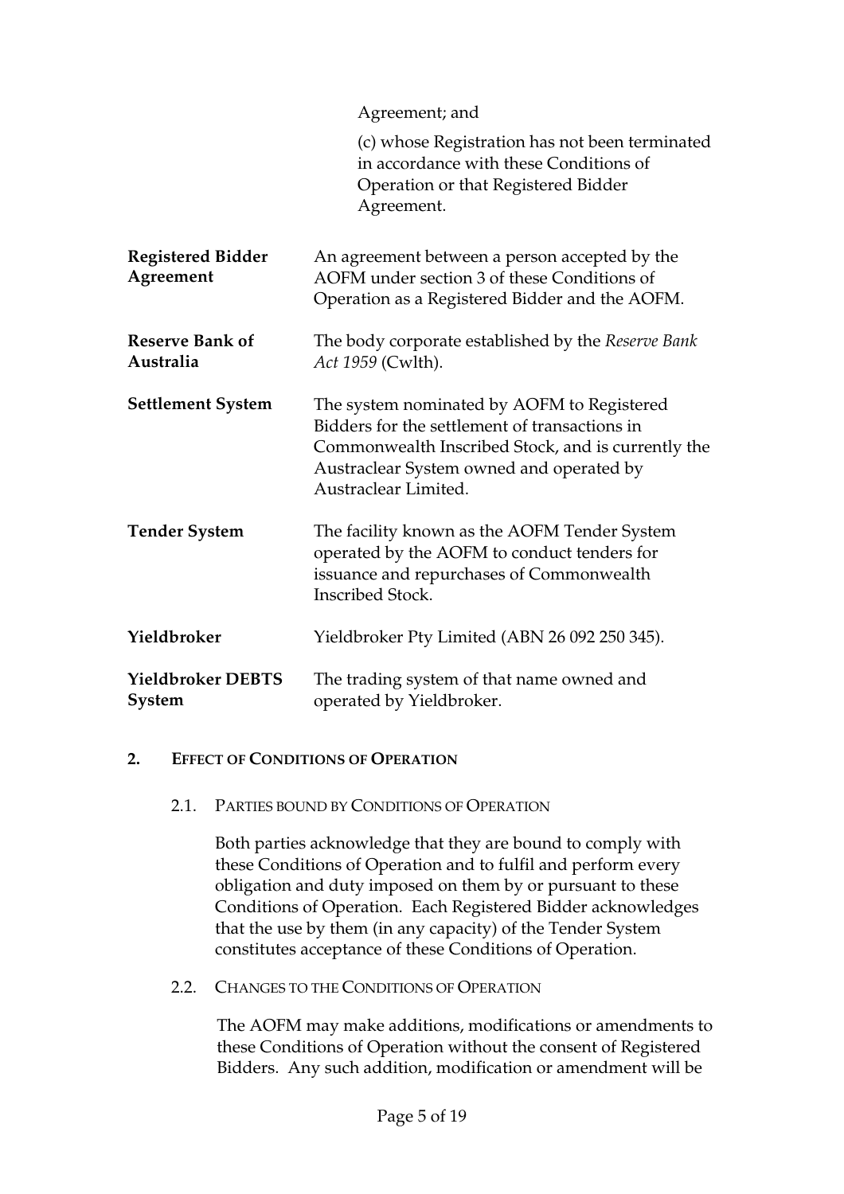| | |
|---|---|
| | Agreement; and |
| | (c) whose Registration has not been terminated in accordance with these Conditions of Operation or that Registered Bidder Agreement. |
| **Registered Bidder Agreement** | An agreement between a person accepted by the AOFM under section 3 of these Conditions of Operation as a Registered Bidder and the AOFM. |
| **Reserve Bank of Australia** | The body corporate established by the *Reserve Bank Act 1959* (Cwlth). |
| **Settlement System** | The system nominated by AOFM to Registered Bidders for the settlement of transactions in Commonwealth Inscribed Stock, and is currently the Austraclear System owned and operated by Austraclear Limited. |
| **Tender System** | The facility known as the AOFM Tender System operated by the AOFM to conduct tenders for issuance and repurchases of Commonwealth Inscribed Stock. |
| **Yieldbroker** | Yieldbroker Pty Limited (ABN 26 092 250 345). |
| **Yieldbroker DEBTS System** | The trading system of that name owned and operated by Yieldbroker. |

## 2. EFFECT OF CONDITIONS OF OPERATION

### 2.1. PARTIES BOUND BY CONDITIONS OF OPERATION

Both parties acknowledge that they are bound to comply with these Conditions of Operation and to fulfil and perform every obligation and duty imposed on them by or pursuant to these Conditions of Operation. Each Registered Bidder acknowledges that the use by them (in any capacity) of the Tender System constitutes acceptance of these Conditions of Operation.

### 2.2. CHANGES TO THE CONDITIONS OF OPERATION

The AOFM may make additions, modifications or amendments to these Conditions of Operation without the consent of Registered Bidders. Any such addition, modification or amendment will be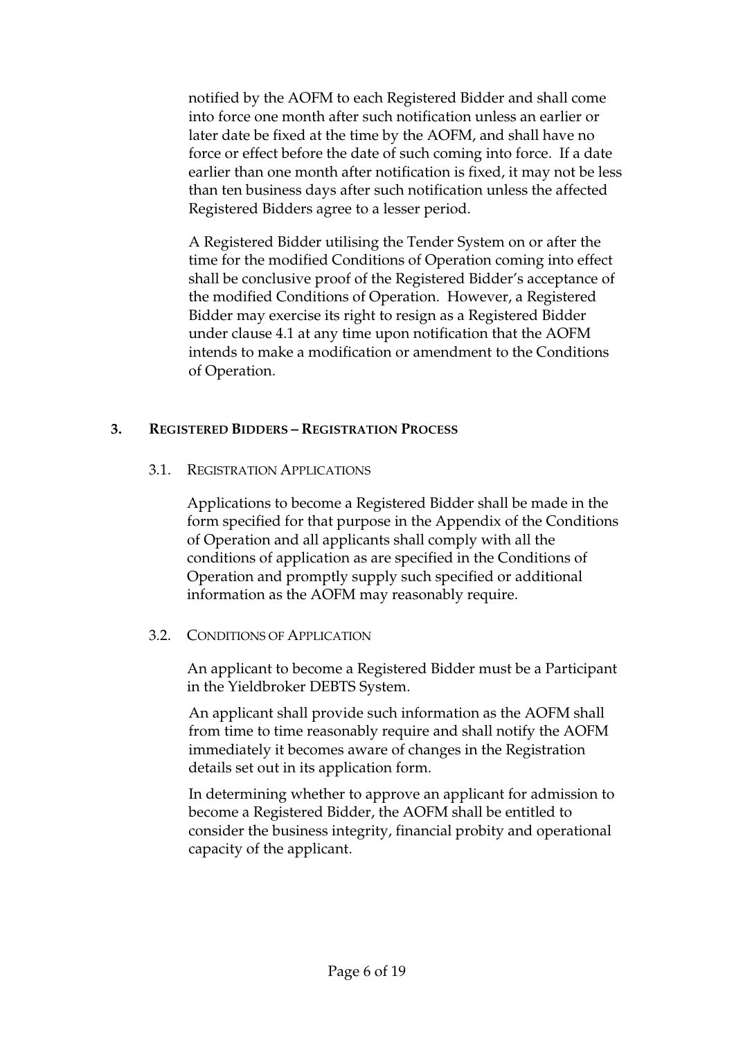notified by the AOFM to each Registered Bidder and shall come into force one month after such notification unless an earlier or later date be fixed at the time by the AOFM, and shall have no force or effect before the date of such coming into force. If a date earlier than one month after notification is fixed, it may not be less than ten business days after such notification unless the affected Registered Bidders agree to a lesser period.

A Registered Bidder utilising the Tender System on or after the time for the modified Conditions of Operation coming into effect shall be conclusive proof of the Registered Bidder's acceptance of the modified Conditions of Operation. However, a Registered Bidder may exercise its right to resign as a Registered Bidder under clause 4.1 at any time upon notification that the AOFM intends to make a modification or amendment to the Conditions of Operation.

## 3. Registered Bidders – Registration Process

### 3.1. Registration Applications

Applications to become a Registered Bidder shall be made in the form specified for that purpose in the Appendix of the Conditions of Operation and all applicants shall comply with all the conditions of application as are specified in the Conditions of Operation and promptly supply such specified or additional information as the AOFM may reasonably require.

### 3.2. Conditions of Application

An applicant to become a Registered Bidder must be a Participant in the Yieldbroker DEBTS System.

An applicant shall provide such information as the AOFM shall from time to time reasonably require and shall notify the AOFM immediately it becomes aware of changes in the Registration details set out in its application form.

In determining whether to approve an applicant for admission to become a Registered Bidder, the AOFM shall be entitled to consider the business integrity, financial probity and operational capacity of the applicant.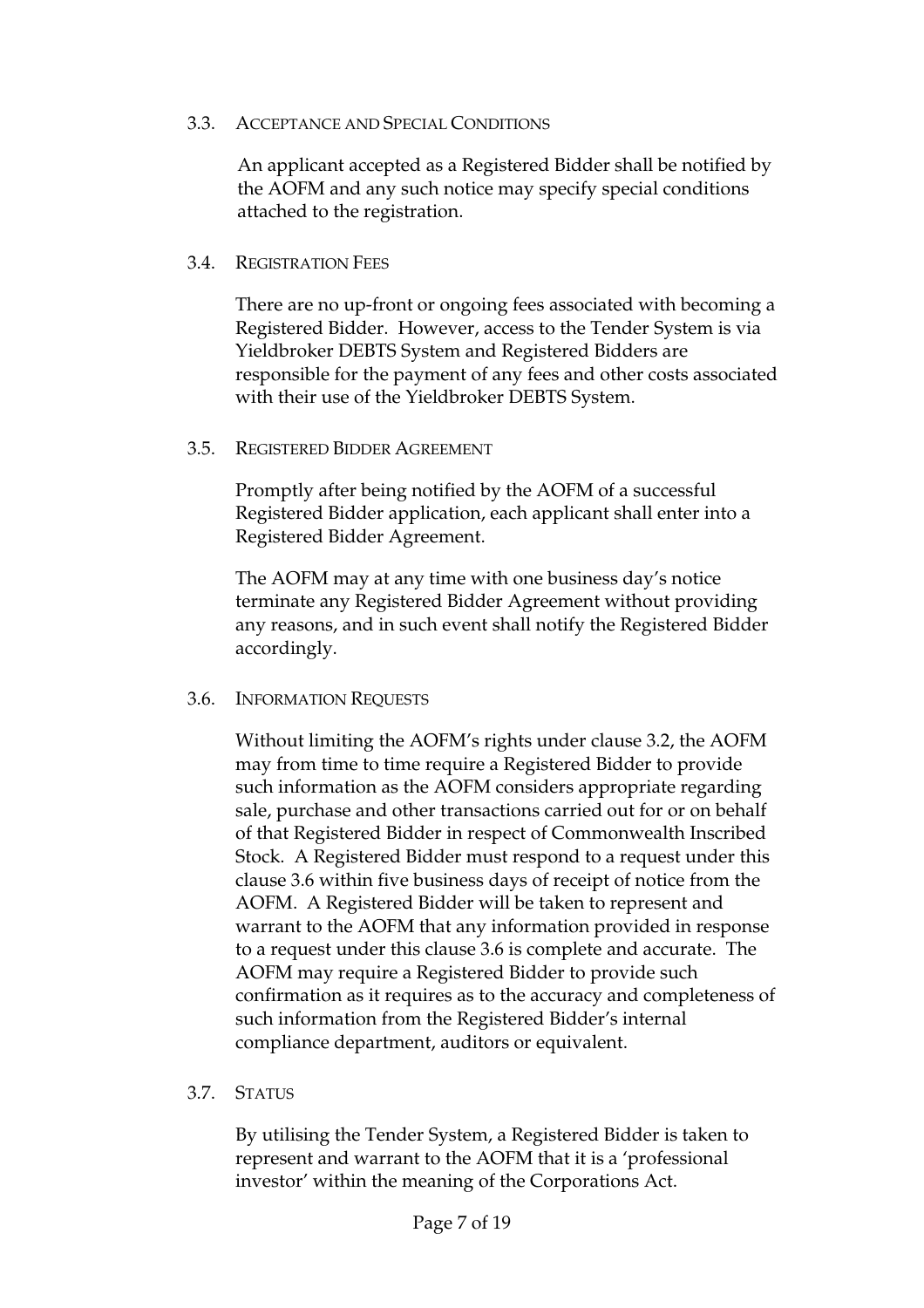### 3.3. Acceptance and Special Conditions

An applicant accepted as a Registered Bidder shall be notified by the AOFM and any such notice may specify special conditions attached to the registration.

### 3.4. Registration Fees

There are no up-front or ongoing fees associated with becoming a Registered Bidder. However, access to the Tender System is via Yieldbroker DEBTS System and Registered Bidders are responsible for the payment of any fees and other costs associated with their use of the Yieldbroker DEBTS System.

### 3.5. Registered Bidder Agreement

Promptly after being notified by the AOFM of a successful Registered Bidder application, each applicant shall enter into a Registered Bidder Agreement.

The AOFM may at any time with one business day's notice terminate any Registered Bidder Agreement without providing any reasons, and in such event shall notify the Registered Bidder accordingly.

### 3.6. Information Requests

Without limiting the AOFM's rights under clause 3.2, the AOFM may from time to time require a Registered Bidder to provide such information as the AOFM considers appropriate regarding sale, purchase and other transactions carried out for or on behalf of that Registered Bidder in respect of Commonwealth Inscribed Stock. A Registered Bidder must respond to a request under this clause 3.6 within five business days of receipt of notice from the AOFM. A Registered Bidder will be taken to represent and warrant to the AOFM that any information provided in response to a request under this clause 3.6 is complete and accurate. The AOFM may require a Registered Bidder to provide such confirmation as it requires as to the accuracy and completeness of such information from the Registered Bidder's internal compliance department, auditors or equivalent.

### 3.7. Status

By utilising the Tender System, a Registered Bidder is taken to represent and warrant to the AOFM that it is a 'professional investor' within the meaning of the Corporations Act.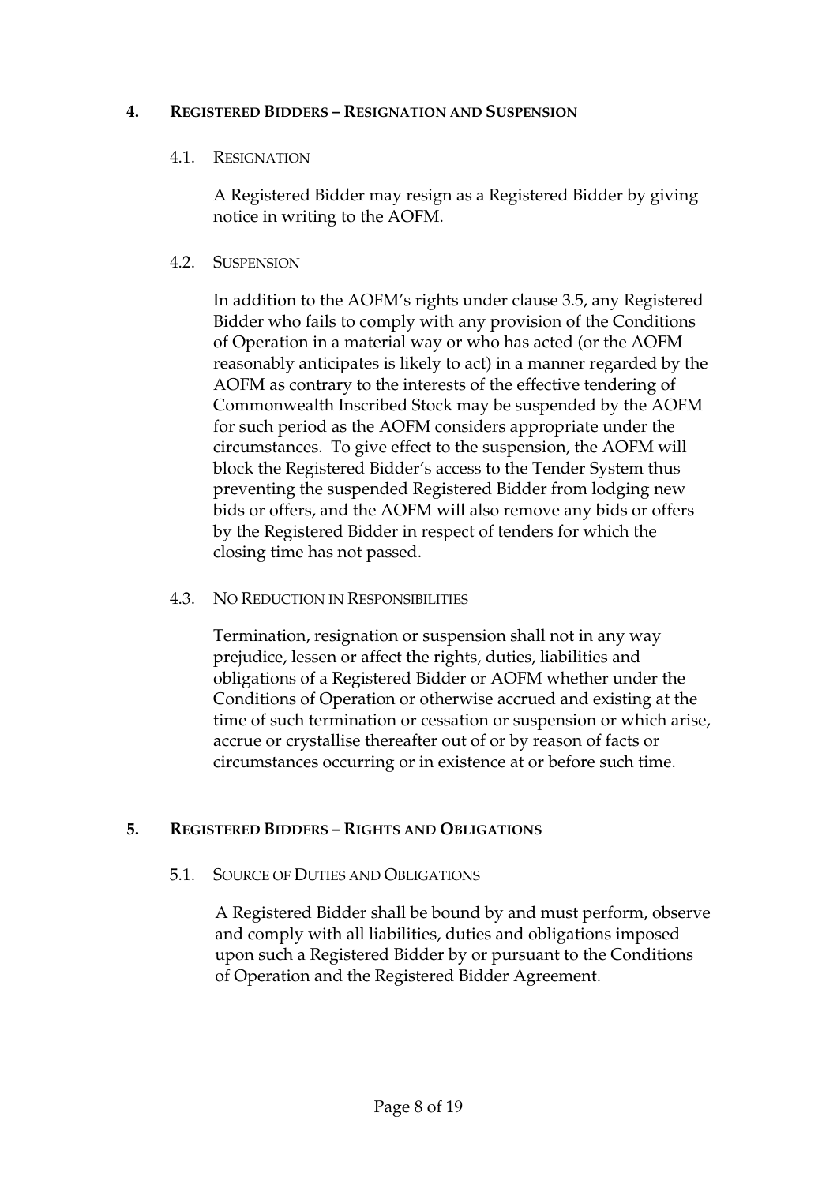## 4. REGISTERED BIDDERS – RESIGNATION AND SUSPENSION

### 4.1. RESIGNATION

A Registered Bidder may resign as a Registered Bidder by giving notice in writing to the AOFM.

### 4.2. SUSPENSION

In addition to the AOFM's rights under clause 3.5, any Registered Bidder who fails to comply with any provision of the Conditions of Operation in a material way or who has acted (or the AOFM reasonably anticipates is likely to act) in a manner regarded by the AOFM as contrary to the interests of the effective tendering of Commonwealth Inscribed Stock may be suspended by the AOFM for such period as the AOFM considers appropriate under the circumstances. To give effect to the suspension, the AOFM will block the Registered Bidder's access to the Tender System thus preventing the suspended Registered Bidder from lodging new bids or offers, and the AOFM will also remove any bids or offers by the Registered Bidder in respect of tenders for which the closing time has not passed.

### 4.3. NO REDUCTION IN RESPONSIBILITIES

Termination, resignation or suspension shall not in any way prejudice, lessen or affect the rights, duties, liabilities and obligations of a Registered Bidder or AOFM whether under the Conditions of Operation or otherwise accrued and existing at the time of such termination or cessation or suspension or which arise, accrue or crystallise thereafter out of or by reason of facts or circumstances occurring or in existence at or before such time.

## 5. REGISTERED BIDDERS – RIGHTS AND OBLIGATIONS

### 5.1. SOURCE OF DUTIES AND OBLIGATIONS

A Registered Bidder shall be bound by and must perform, observe and comply with all liabilities, duties and obligations imposed upon such a Registered Bidder by or pursuant to the Conditions of Operation and the Registered Bidder Agreement.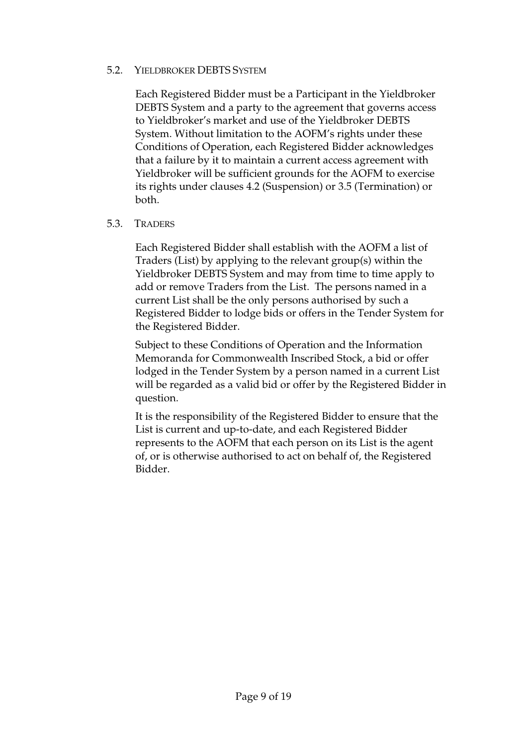### 5.2. Yieldbroker DEBTS System

Each Registered Bidder must be a Participant in the Yieldbroker DEBTS System and a party to the agreement that governs access to Yieldbroker's market and use of the Yieldbroker DEBTS System. Without limitation to the AOFM's rights under these Conditions of Operation, each Registered Bidder acknowledges that a failure by it to maintain a current access agreement with Yieldbroker will be sufficient grounds for the AOFM to exercise its rights under clauses 4.2 (Suspension) or 3.5 (Termination) or both.

### 5.3. Traders

Each Registered Bidder shall establish with the AOFM a list of Traders (List) by applying to the relevant group(s) within the Yieldbroker DEBTS System and may from time to time apply to add or remove Traders from the List. The persons named in a current List shall be the only persons authorised by such a Registered Bidder to lodge bids or offers in the Tender System for the Registered Bidder.

Subject to these Conditions of Operation and the Information Memoranda for Commonwealth Inscribed Stock, a bid or offer lodged in the Tender System by a person named in a current List will be regarded as a valid bid or offer by the Registered Bidder in question.

It is the responsibility of the Registered Bidder to ensure that the List is current and up-to-date, and each Registered Bidder represents to the AOFM that each person on its List is the agent of, or is otherwise authorised to act on behalf of, the Registered Bidder.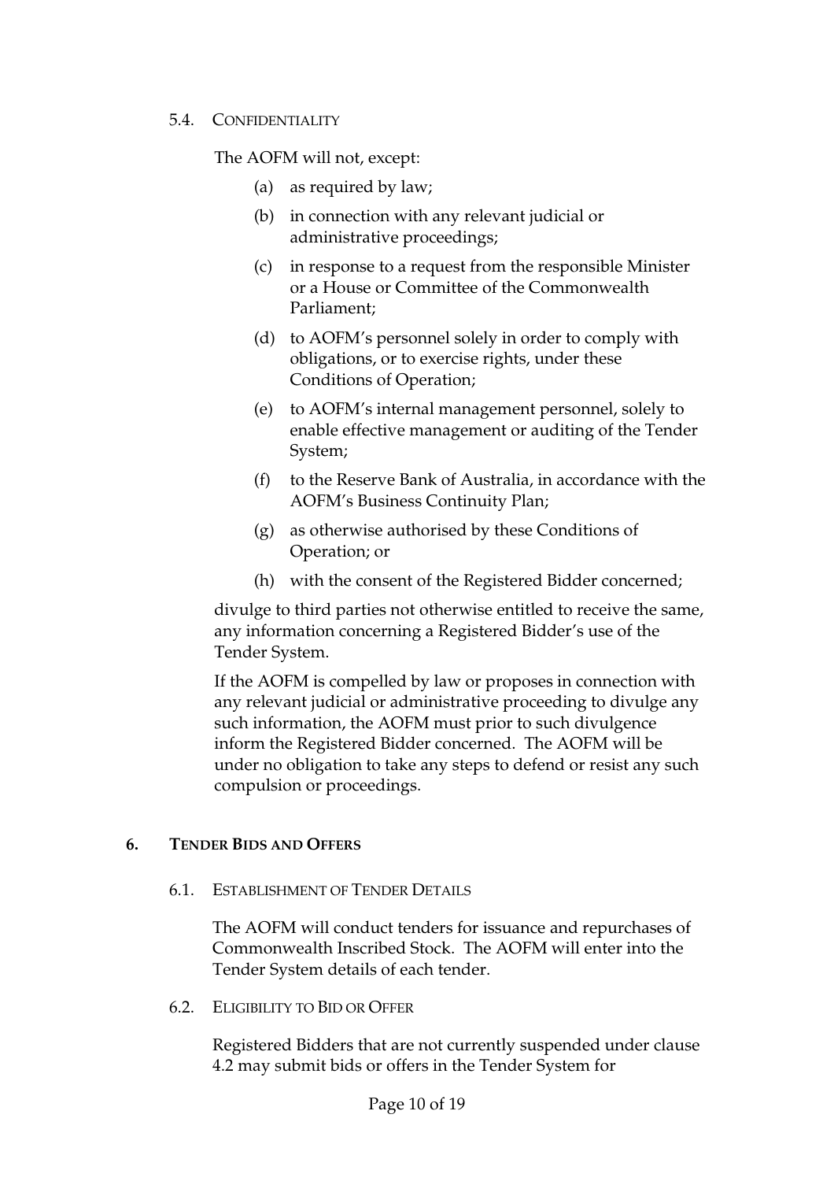### 5.4. CONFIDENTIALITY

The AOFM will not, except:

(a) as required by law;

(b) in connection with any relevant judicial or administrative proceedings;

(c) in response to a request from the responsible Minister or a House or Committee of the Commonwealth Parliament;

(d) to AOFM's personnel solely in order to comply with obligations, or to exercise rights, under these Conditions of Operation;

(e) to AOFM's internal management personnel, solely to enable effective management or auditing of the Tender System;

(f) to the Reserve Bank of Australia, in accordance with the AOFM's Business Continuity Plan;

(g) as otherwise authorised by these Conditions of Operation; or

(h) with the consent of the Registered Bidder concerned;

divulge to third parties not otherwise entitled to receive the same, any information concerning a Registered Bidder's use of the Tender System.

If the AOFM is compelled by law or proposes in connection with any relevant judicial or administrative proceeding to divulge any such information, the AOFM must prior to such divulgence inform the Registered Bidder concerned. The AOFM will be under no obligation to take any steps to defend or resist any such compulsion or proceedings.

## 6. TENDER BIDS AND OFFERS

### 6.1. ESTABLISHMENT OF TENDER DETAILS

The AOFM will conduct tenders for issuance and repurchases of Commonwealth Inscribed Stock. The AOFM will enter into the Tender System details of each tender.

### 6.2. ELIGIBILITY TO BID OR OFFER

Registered Bidders that are not currently suspended under clause 4.2 may submit bids or offers in the Tender System for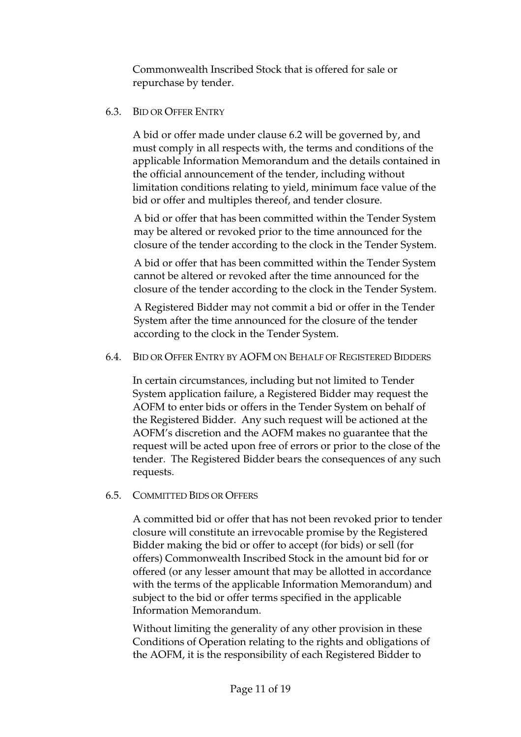Commonwealth Inscribed Stock that is offered for sale or repurchase by tender.

### 6.3. Bid or Offer Entry

A bid or offer made under clause 6.2 will be governed by, and must comply in all respects with, the terms and conditions of the applicable Information Memorandum and the details contained in the official announcement of the tender, including without limitation conditions relating to yield, minimum face value of the bid or offer and multiples thereof, and tender closure.

A bid or offer that has been committed within the Tender System may be altered or revoked prior to the time announced for the closure of the tender according to the clock in the Tender System.

A bid or offer that has been committed within the Tender System cannot be altered or revoked after the time announced for the closure of the tender according to the clock in the Tender System.

A Registered Bidder may not commit a bid or offer in the Tender System after the time announced for the closure of the tender according to the clock in the Tender System.

### 6.4. Bid or Offer Entry by AOFM on Behalf of Registered Bidders

In certain circumstances, including but not limited to Tender System application failure, a Registered Bidder may request the AOFM to enter bids or offers in the Tender System on behalf of the Registered Bidder. Any such request will be actioned at the AOFM's discretion and the AOFM makes no guarantee that the request will be acted upon free of errors or prior to the close of the tender. The Registered Bidder bears the consequences of any such requests.

### 6.5. Committed Bids or Offers

A committed bid or offer that has not been revoked prior to tender closure will constitute an irrevocable promise by the Registered Bidder making the bid or offer to accept (for bids) or sell (for offers) Commonwealth Inscribed Stock in the amount bid for or offered (or any lesser amount that may be allotted in accordance with the terms of the applicable Information Memorandum) and subject to the bid or offer terms specified in the applicable Information Memorandum.

Without limiting the generality of any other provision in these Conditions of Operation relating to the rights and obligations of the AOFM, it is the responsibility of each Registered Bidder to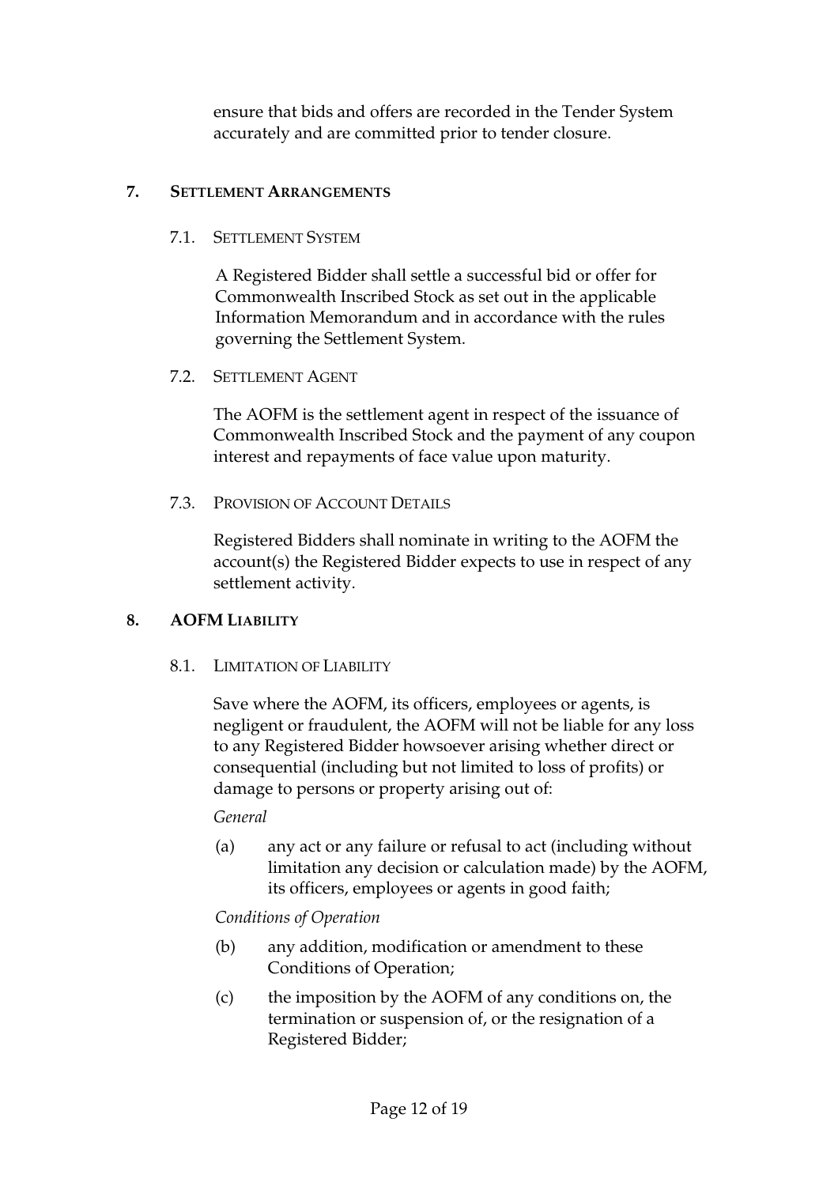ensure that bids and offers are recorded in the Tender System accurately and are committed prior to tender closure.

## 7. SETTLEMENT ARRANGEMENTS

### 7.1. SETTLEMENT SYSTEM

A Registered Bidder shall settle a successful bid or offer for Commonwealth Inscribed Stock as set out in the applicable Information Memorandum and in accordance with the rules governing the Settlement System.

### 7.2. SETTLEMENT AGENT

The AOFM is the settlement agent in respect of the issuance of Commonwealth Inscribed Stock and the payment of any coupon interest and repayments of face value upon maturity.

### 7.3. PROVISION OF ACCOUNT DETAILS

Registered Bidders shall nominate in writing to the AOFM the account(s) the Registered Bidder expects to use in respect of any settlement activity.

## 8. AOFM LIABILITY

### 8.1. LIMITATION OF LIABILITY

Save where the AOFM, its officers, employees or agents, is negligent or fraudulent, the AOFM will not be liable for any loss to any Registered Bidder howsoever arising whether direct or consequential (including but not limited to loss of profits) or damage to persons or property arising out of:

*General*

(a) any act or any failure or refusal to act (including without limitation any decision or calculation made) by the AOFM, its officers, employees or agents in good faith;

*Conditions of Operation*

(b) any addition, modification or amendment to these Conditions of Operation;

(c) the imposition by the AOFM of any conditions on, the termination or suspension of, or the resignation of a Registered Bidder;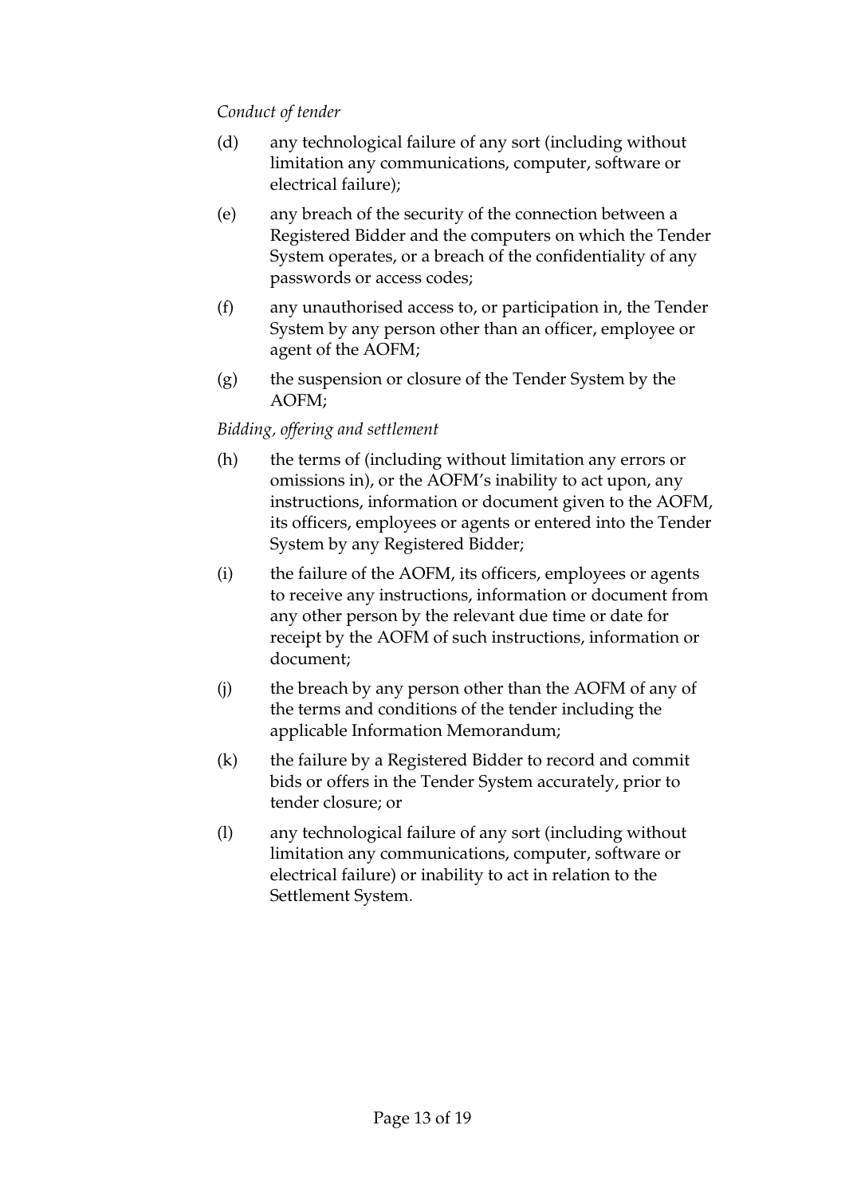*Conduct of tender*

(d) any technological failure of any sort (including without limitation any communications, computer, software or electrical failure);

(e) any breach of the security of the connection between a Registered Bidder and the computers on which the Tender System operates, or a breach of the confidentiality of any passwords or access codes;

(f) any unauthorised access to, or participation in, the Tender System by any person other than an officer, employee or agent of the AOFM;

(g) the suspension or closure of the Tender System by the AOFM;

*Bidding, offering and settlement*

(h) the terms of (including without limitation any errors or omissions in), or the AOFM's inability to act upon, any instructions, information or document given to the AOFM, its officers, employees or agents or entered into the Tender System by any Registered Bidder;

(i) the failure of the AOFM, its officers, employees or agents to receive any instructions, information or document from any other person by the relevant due time or date for receipt by the AOFM of such instructions, information or document;

(j) the breach by any person other than the AOFM of any of the terms and conditions of the tender including the applicable Information Memorandum;

(k) the failure by a Registered Bidder to record and commit bids or offers in the Tender System accurately, prior to tender closure; or

(l) any technological failure of any sort (including without limitation any communications, computer, software or electrical failure) or inability to act in relation to the Settlement System.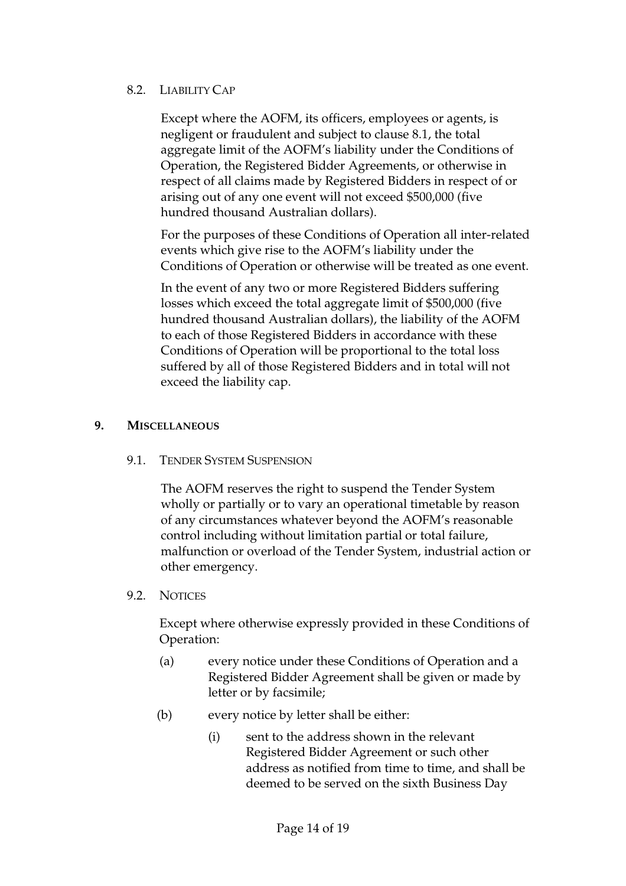### 8.2. LIABILITY CAP

Except where the AOFM, its officers, employees or agents, is negligent or fraudulent and subject to clause 8.1, the total aggregate limit of the AOFM's liability under the Conditions of Operation, the Registered Bidder Agreements, or otherwise in respect of all claims made by Registered Bidders in respect of or arising out of any one event will not exceed $500,000 (five hundred thousand Australian dollars).

For the purposes of these Conditions of Operation all inter-related events which give rise to the AOFM's liability under the Conditions of Operation or otherwise will be treated as one event.

In the event of any two or more Registered Bidders suffering losses which exceed the total aggregate limit of $500,000 (five hundred thousand Australian dollars), the liability of the AOFM to each of those Registered Bidders in accordance with these Conditions of Operation will be proportional to the total loss suffered by all of those Registered Bidders and in total will not exceed the liability cap.

## 9. MISCELLANEOUS

### 9.1. TENDER SYSTEM SUSPENSION

The AOFM reserves the right to suspend the Tender System wholly or partially or to vary an operational timetable by reason of any circumstances whatever beyond the AOFM's reasonable control including without limitation partial or total failure, malfunction or overload of the Tender System, industrial action or other emergency.

### 9.2. NOTICES

Except where otherwise expressly provided in these Conditions of Operation:

(a) every notice under these Conditions of Operation and a Registered Bidder Agreement shall be given or made by letter or by facsimile;

(b) every notice by letter shall be either:

  (i) sent to the address shown in the relevant Registered Bidder Agreement or such other address as notified from time to time, and shall be deemed to be served on the sixth Business Day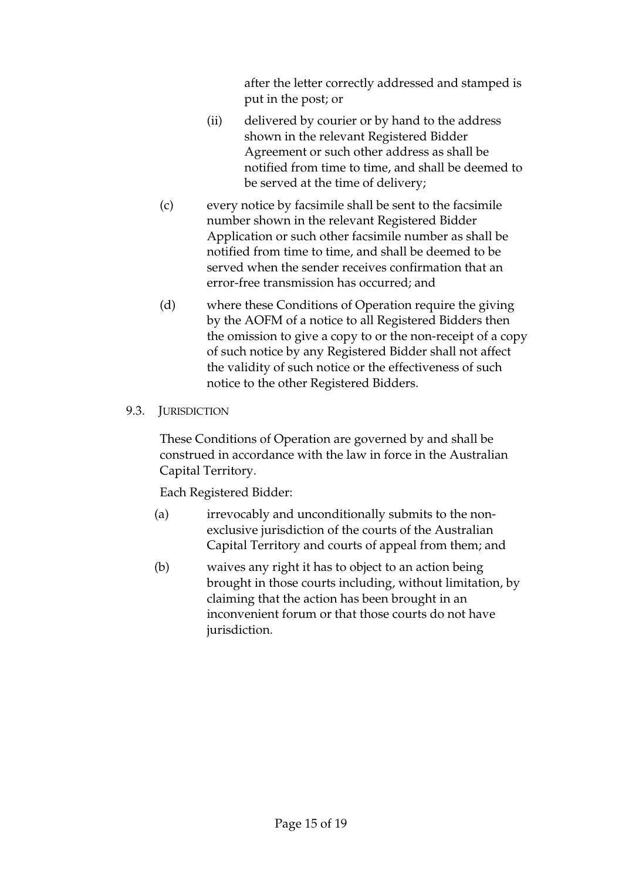after the letter correctly addressed and stamped is put in the post; or

(ii) delivered by courier or by hand to the address shown in the relevant Registered Bidder Agreement or such other address as shall be notified from time to time, and shall be deemed to be served at the time of delivery;

(c) every notice by facsimile shall be sent to the facsimile number shown in the relevant Registered Bidder Application or such other facsimile number as shall be notified from time to time, and shall be deemed to be served when the sender receives confirmation that an error-free transmission has occurred; and

(d) where these Conditions of Operation require the giving by the AOFM of a notice to all Registered Bidders then the omission to give a copy to or the non-receipt of a copy of such notice by any Registered Bidder shall not affect the validity of such notice or the effectiveness of such notice to the other Registered Bidders.

### 9.3. JURISDICTION

These Conditions of Operation are governed by and shall be construed in accordance with the law in force in the Australian Capital Territory.

Each Registered Bidder:

(a) irrevocably and unconditionally submits to the non-exclusive jurisdiction of the courts of the Australian Capital Territory and courts of appeal from them; and

(b) waives any right it has to object to an action being brought in those courts including, without limitation, by claiming that the action has been brought in an inconvenient forum or that those courts do not have jurisdiction.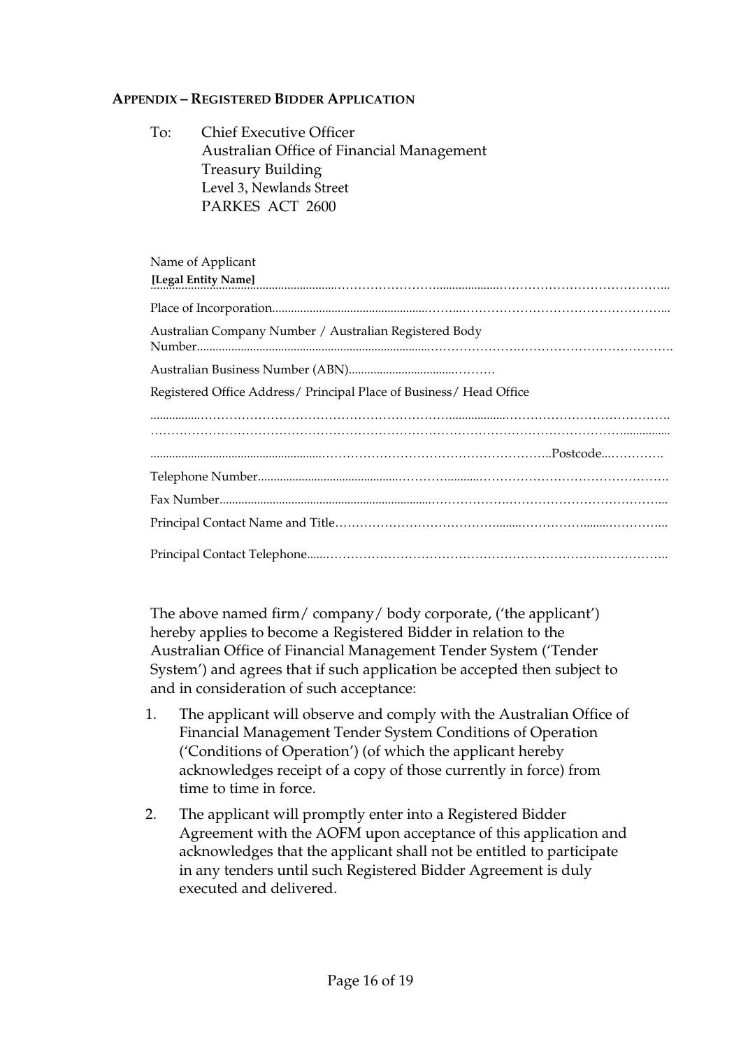**APPENDIX – REGISTERED BIDDER APPLICATION**

To: Chief Executive Officer  
Australian Office of Financial Management  
Treasury Building  
Level 3, Newlands Street  
PARKES ACT 2600

Name of Applicant  
**[Legal Entity Name]** ..........................................................................................................

Place of Incorporation..........................................................................................................

Australian Company Number / Australian Registered Body Number..........................................................................................................

Australian Business Number (ABN)..........................................

Registered Office Address/ Principal Place of Business/ Head Office

..........................................................................................................

..........................................................................................................

..........................................................................................................Postcode...............

Telephone Number..........................................................................................................

Fax Number..........................................................................................................

Principal Contact Name and Title..........................................................................................................

Principal Contact Telephone..........................................................................................................

The above named firm/ company/ body corporate, ('the applicant') hereby applies to become a Registered Bidder in relation to the Australian Office of Financial Management Tender System ('Tender System') and agrees that if such application be accepted then subject to and in consideration of such acceptance:

1. The applicant will observe and comply with the Australian Office of Financial Management Tender System Conditions of Operation ('Conditions of Operation') (of which the applicant hereby acknowledges receipt of a copy of those currently in force) from time to time in force.
2. The applicant will promptly enter into a Registered Bidder Agreement with the AOFM upon acceptance of this application and acknowledges that the applicant shall not be entitled to participate in any tenders until such Registered Bidder Agreement is duly executed and delivered.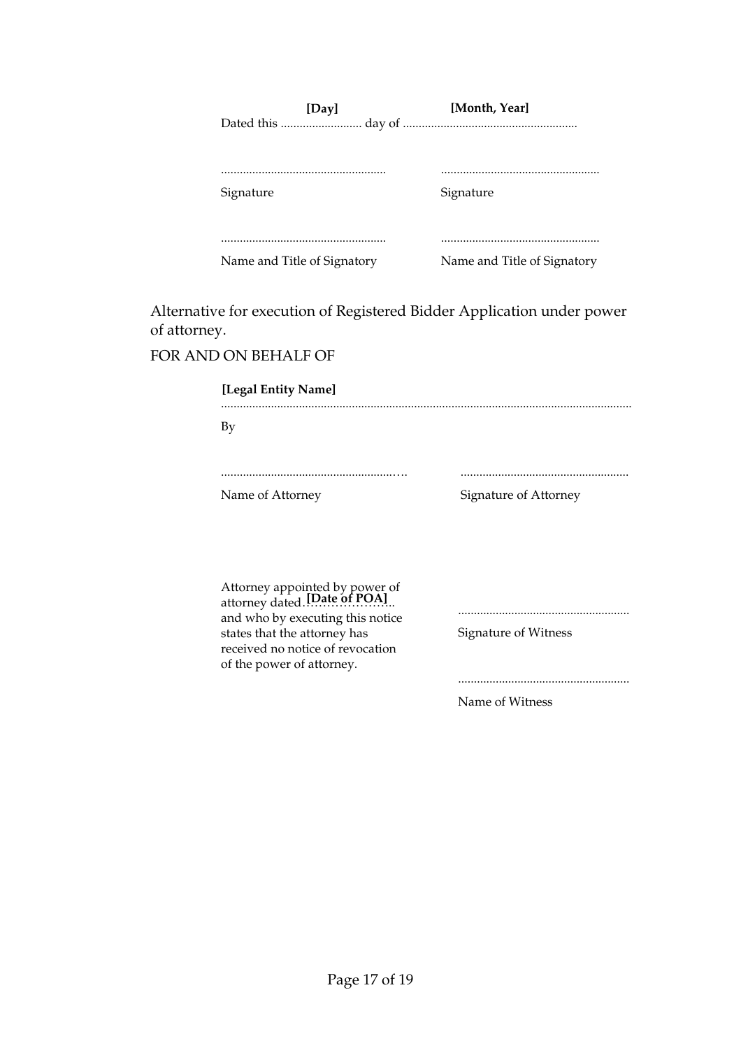Dated this ......................... **[Day]** day of ....................................................... **[Month, Year]**

| | |
|---|---|
| ..................................................... | ..................................................... |
| Signature | Signature |
| ..................................................... | ..................................................... |
| Name and Title of Signatory | Name and Title of Signatory |

Alternative for execution of Registered Bidder Application under power of attorney.

FOR AND ON BEHALF OF

**[Legal Entity Name]**
.....................................................................................................................................

By

| | |
|---|---|
| ........................................................... | ..................................................... |
| Name of Attorney | Signature of Attorney |

Attorney appointed by power of attorney dated **[Date of POA]** and who by executing this notice states that the attorney has received no notice of revocation of the power of attorney.

......................................................

Signature of Witness

......................................................

Name of Witness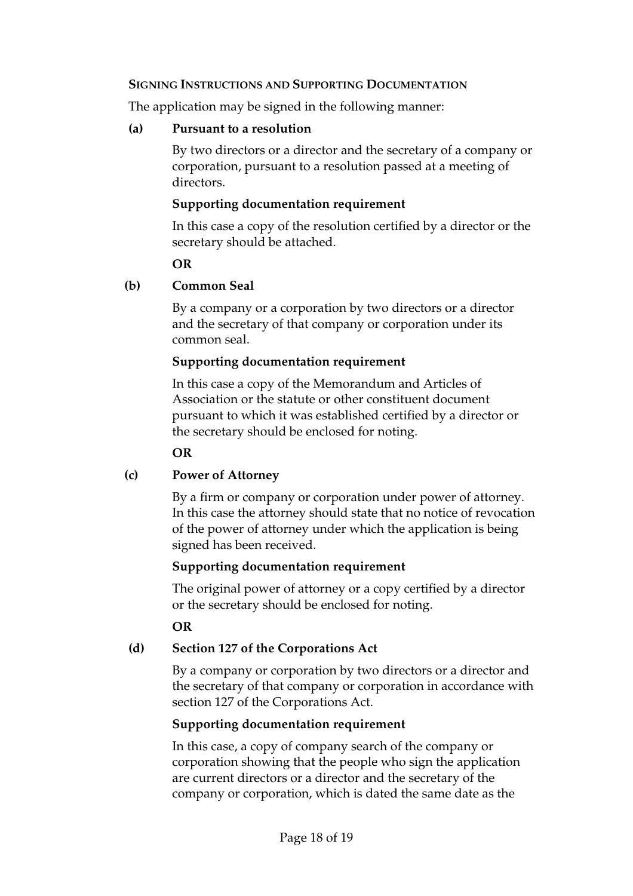**SIGNING INSTRUCTIONS AND SUPPORTING DOCUMENTATION**

The application may be signed in the following manner:

**(a) Pursuant to a resolution**

By two directors or a director and the secretary of a company or corporation, pursuant to a resolution passed at a meeting of directors.

**Supporting documentation requirement**

In this case a copy of the resolution certified by a director or the secretary should be attached.

**OR**

**(b) Common Seal**

By a company or a corporation by two directors or a director and the secretary of that company or corporation under its common seal.

**Supporting documentation requirement**

In this case a copy of the Memorandum and Articles of Association or the statute or other constituent document pursuant to which it was established certified by a director or the secretary should be enclosed for noting.

**OR**

**(c) Power of Attorney**

By a firm or company or corporation under power of attorney. In this case the attorney should state that no notice of revocation of the power of attorney under which the application is being signed has been received.

**Supporting documentation requirement**

The original power of attorney or a copy certified by a director or the secretary should be enclosed for noting.

**OR**

**(d) Section 127 of the Corporations Act**

By a company or corporation by two directors or a director and the secretary of that company or corporation in accordance with section 127 of the Corporations Act.

**Supporting documentation requirement**

In this case, a copy of company search of the company or corporation showing that the people who sign the application are current directors or a director and the secretary of the company or corporation, which is dated the same date as the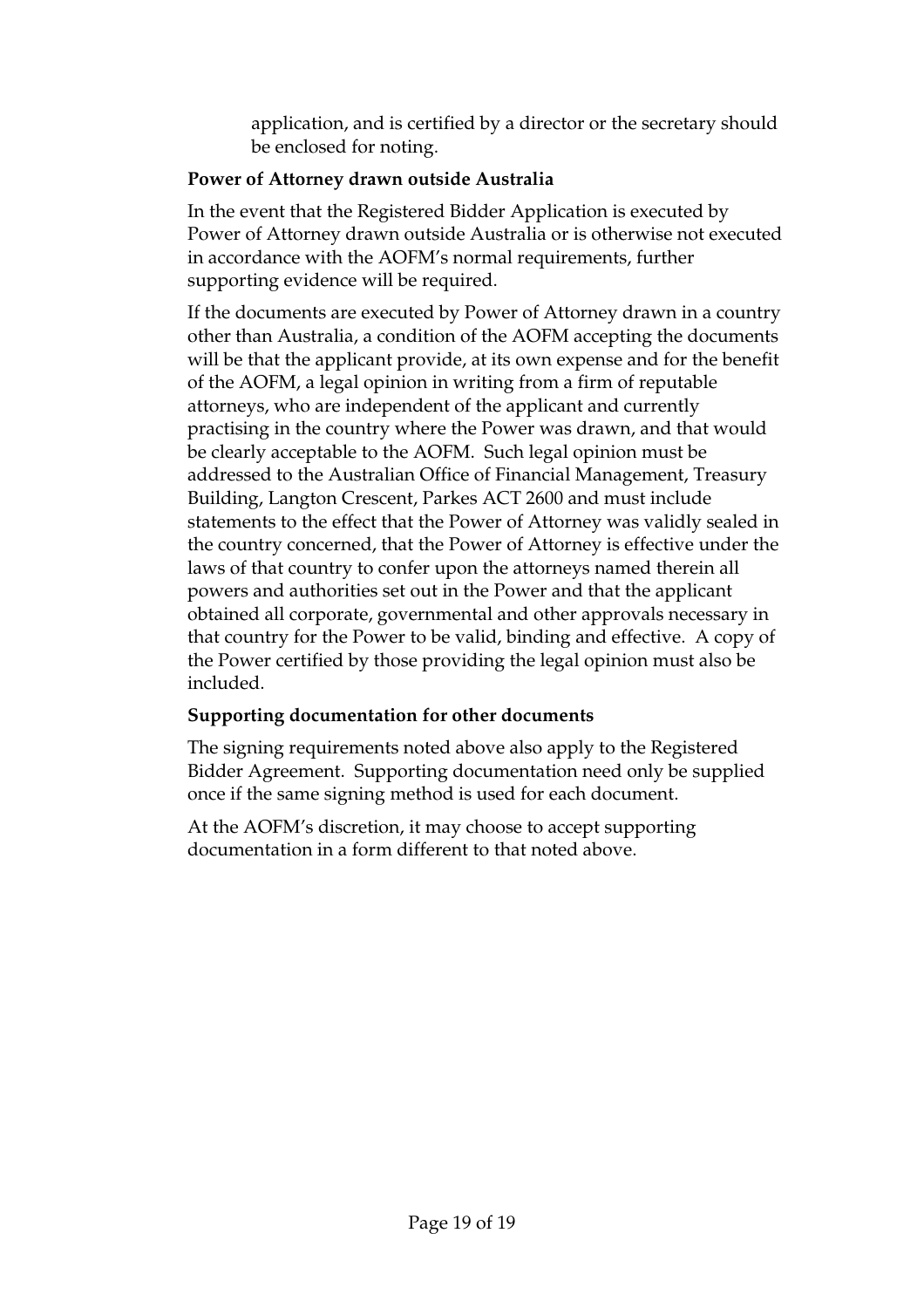application, and is certified by a director or the secretary should be enclosed for noting.

**Power of Attorney drawn outside Australia**

In the event that the Registered Bidder Application is executed by Power of Attorney drawn outside Australia or is otherwise not executed in accordance with the AOFM's normal requirements, further supporting evidence will be required.

If the documents are executed by Power of Attorney drawn in a country other than Australia, a condition of the AOFM accepting the documents will be that the applicant provide, at its own expense and for the benefit of the AOFM, a legal opinion in writing from a firm of reputable attorneys, who are independent of the applicant and currently practising in the country where the Power was drawn, and that would be clearly acceptable to the AOFM. Such legal opinion must be addressed to the Australian Office of Financial Management, Treasury Building, Langton Crescent, Parkes ACT 2600 and must include statements to the effect that the Power of Attorney was validly sealed in the country concerned, that the Power of Attorney is effective under the laws of that country to confer upon the attorneys named therein all powers and authorities set out in the Power and that the applicant obtained all corporate, governmental and other approvals necessary in that country for the Power to be valid, binding and effective. A copy of the Power certified by those providing the legal opinion must also be included.

**Supporting documentation for other documents**

The signing requirements noted above also apply to the Registered Bidder Agreement. Supporting documentation need only be supplied once if the same signing method is used for each document.

At the AOFM's discretion, it may choose to accept supporting documentation in a form different to that noted above.